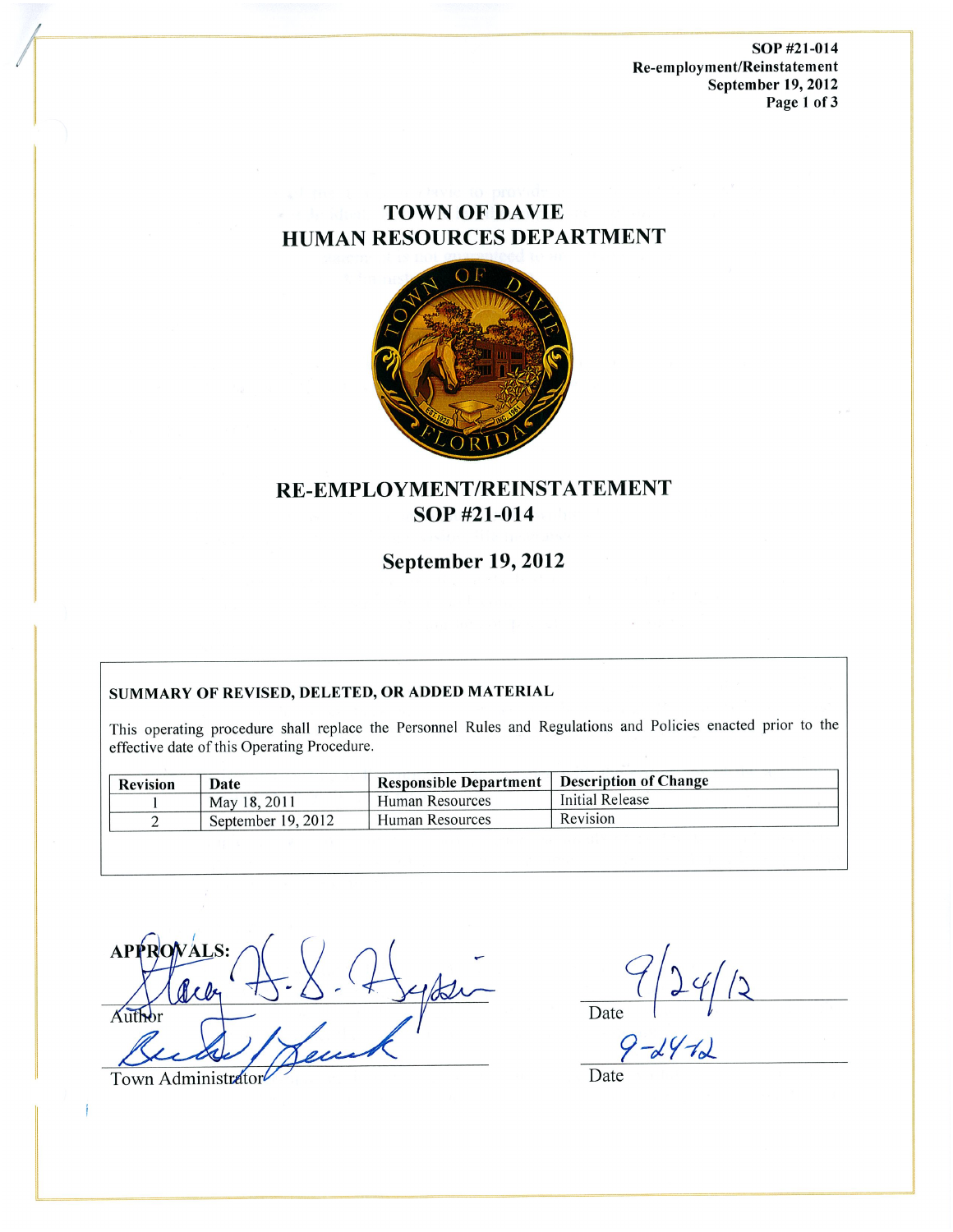# TOWN OF DAVIE
# HUMAN RESOURCES DEPARTMENT

## RE-EMPLOYMENT/REINSTATEMENT
## SOP #21-014

### September 19, 2012

**SUMMARY OF REVISED, DELETED, OR ADDED MATERIAL**

This operating procedure shall replace the Personnel Rules and Regulations and Policies enacted prior to the effective date of this Operating Procedure.

| Revision | Date | Responsible Department | Description of Change |
|---|---|---|---|
| 1 | May 18, 2011 | Human Resources | Initial Release |
| 2 | September 19, 2012 | Human Resources | Revision |

**APPROVALS:**

Author &nbsp;&nbsp;&nbsp;&nbsp; Date 9/24/12

Town Administrator &nbsp;&nbsp;&nbsp;&nbsp; Date 9-24-12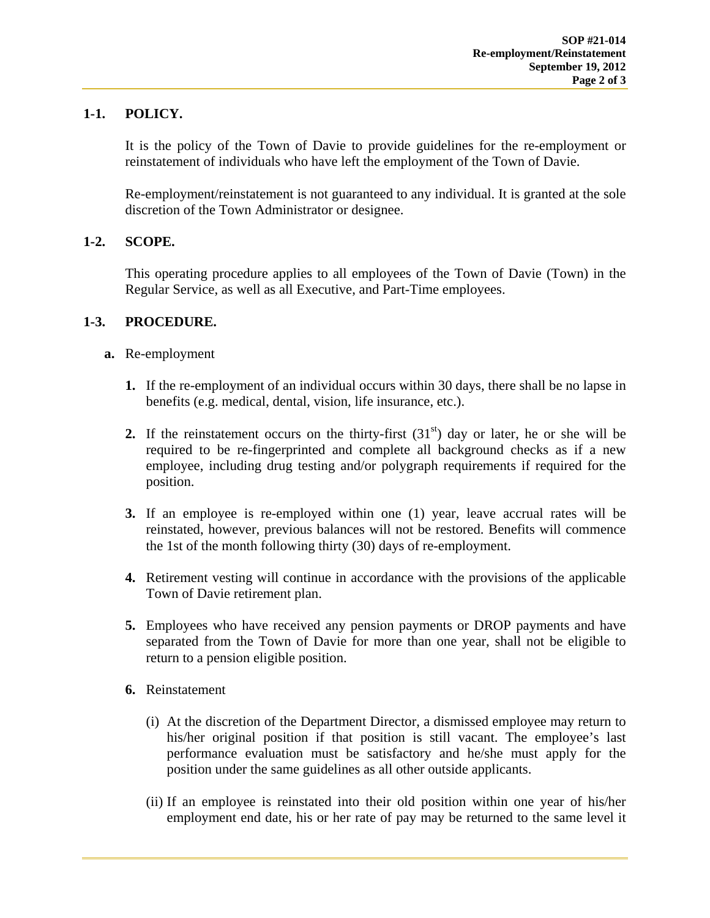## 1-1. POLICY.

It is the policy of the Town of Davie to provide guidelines for the re-employment or reinstatement of individuals who have left the employment of the Town of Davie.

Re-employment/reinstatement is not guaranteed to any individual. It is granted at the sole discretion of the Town Administrator or designee.

## 1-2. SCOPE.

This operating procedure applies to all employees of the Town of Davie (Town) in the Regular Service, as well as all Executive, and Part-Time employees.

## 1-3. PROCEDURE.

**a.** Re-employment

**1.** If the re-employment of an individual occurs within 30 days, there shall be no lapse in benefits (e.g. medical, dental, vision, life insurance, etc.).

**2.** If the reinstatement occurs on the thirty-first (31st) day or later, he or she will be required to be re-fingerprinted and complete all background checks as if a new employee, including drug testing and/or polygraph requirements if required for the position.

**3.** If an employee is re-employed within one (1) year, leave accrual rates will be reinstated, however, previous balances will not be restored. Benefits will commence the 1st of the month following thirty (30) days of re-employment.

**4.** Retirement vesting will continue in accordance with the provisions of the applicable Town of Davie retirement plan.

**5.** Employees who have received any pension payments or DROP payments and have separated from the Town of Davie for more than one year, shall not be eligible to return to a pension eligible position.

**6.** Reinstatement

(i) At the discretion of the Department Director, a dismissed employee may return to his/her original position if that position is still vacant. The employee's last performance evaluation must be satisfactory and he/she must apply for the position under the same guidelines as all other outside applicants.

(ii) If an employee is reinstated into their old position within one year of his/her employment end date, his or her rate of pay may be returned to the same level it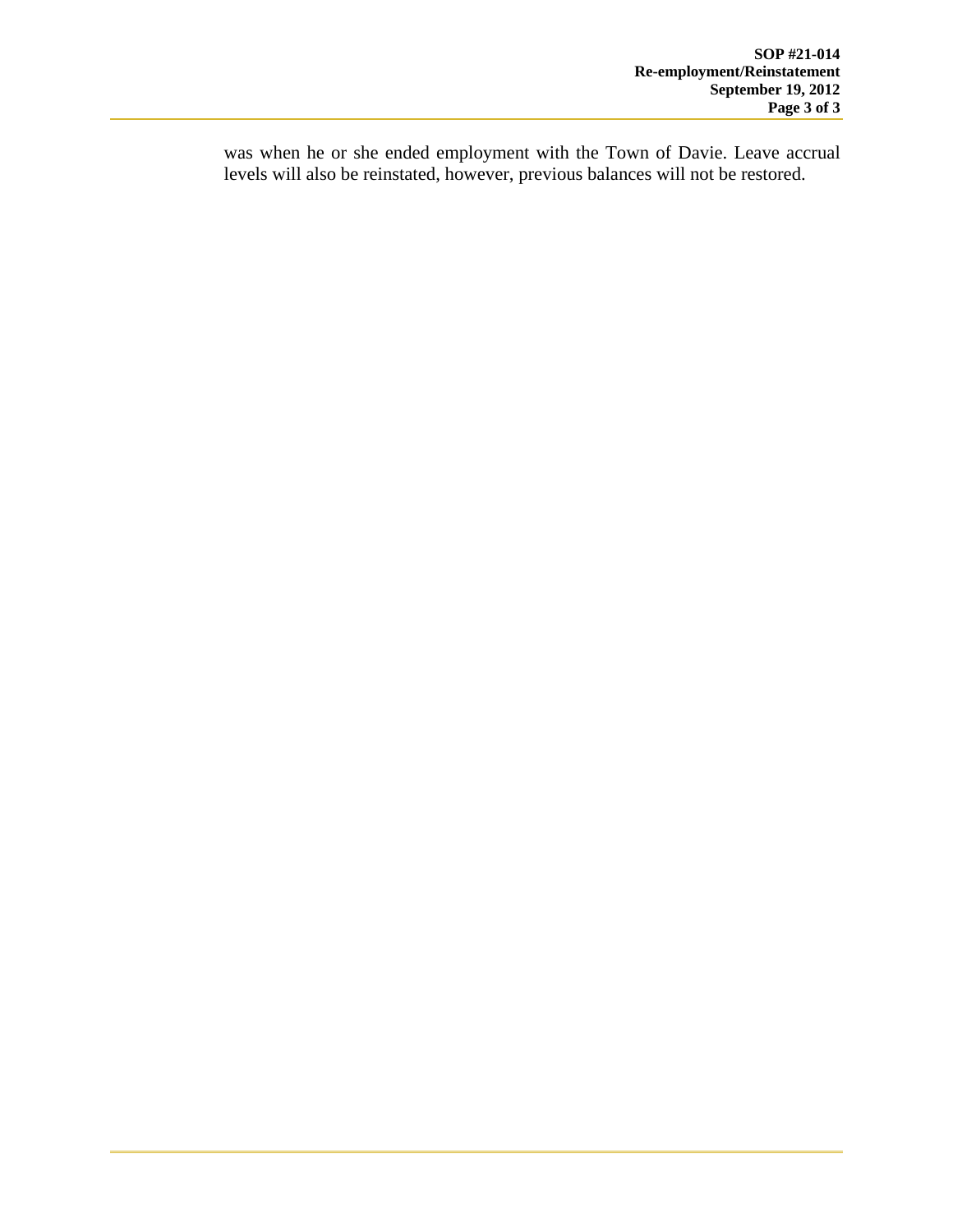was when he or she ended employment with the Town of Davie. Leave accrual levels will also be reinstated, however, previous balances will not be restored.